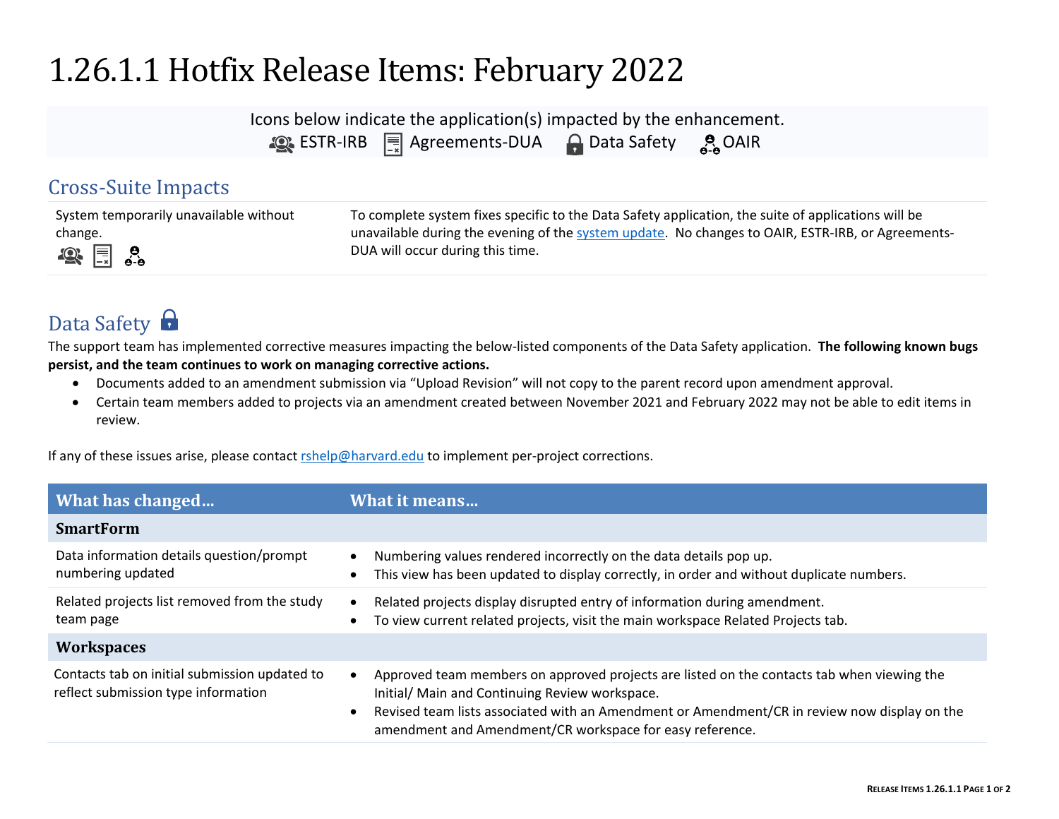# 1.26.1.1 Hotfix Release Items: February 2022

Icons below indicate the application(s) impacted by the enhancement.
ESTR-IRB Agreements-DUA Data Safety OAIR

## Cross-Suite Impacts

| | |
|---|---|
| System temporarily unavailable without change. | To complete system fixes specific to the Data Safety application, the suite of applications will be unavailable during the evening of the [system update](). No changes to OAIR, ESTR-IRB, or Agreements-DUA will occur during this time. |

## Data Safety

The support team has implemented corrective measures impacting the below-listed components of the Data Safety application. **The following known bugs persist, and the team continues to work on managing corrective actions.**

- Documents added to an amendment submission via "Upload Revision" will not copy to the parent record upon amendment approval.
- Certain team members added to projects via an amendment created between November 2021 and February 2022 may not be able to edit items in review.

If any of these issues arise, please contact rshelp@harvard.edu to implement per-project corrections.

| What has changed… | What it means… |
|---|---|
| **SmartForm** | |
| Data information details question/prompt numbering updated | • Numbering values rendered incorrectly on the data details pop up.<br>• This view has been updated to display correctly, in order and without duplicate numbers. |
| Related projects list removed from the study team page | • Related projects display disrupted entry of information during amendment.<br>• To view current related projects, visit the main workspace Related Projects tab. |
| **Workspaces** | |
| Contacts tab on initial submission updated to reflect submission type information | • Approved team members on approved projects are listed on the contacts tab when viewing the Initial/ Main and Continuing Review workspace.<br>• Revised team lists associated with an Amendment or Amendment/CR in review now display on the amendment and Amendment/CR workspace for easy reference. |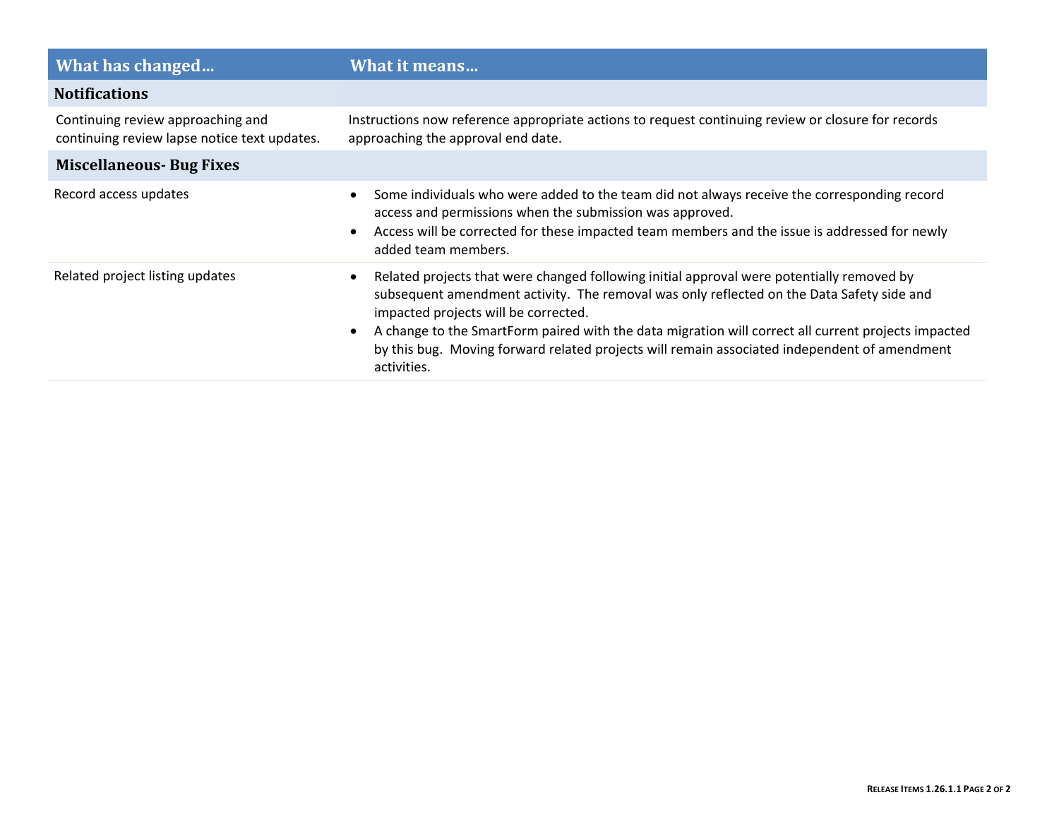| What has changed… | What it means… |
| --- | --- |
| **Notifications** | |
| Continuing review approaching and continuing review lapse notice text updates. | Instructions now reference appropriate actions to request continuing review or closure for records approaching the approval end date. |
| **Miscellaneous- Bug Fixes** | |
| Record access updates | • Some individuals who were added to the team did not always receive the corresponding record access and permissions when the submission was approved.<br>• Access will be corrected for these impacted team members and the issue is addressed for newly added team members. |
| Related project listing updates | • Related projects that were changed following initial approval were potentially removed by subsequent amendment activity. The removal was only reflected on the Data Safety side and impacted projects will be corrected.<br>• A change to the SmartForm paired with the data migration will correct all current projects impacted by this bug. Moving forward related projects will remain associated independent of amendment activities. |